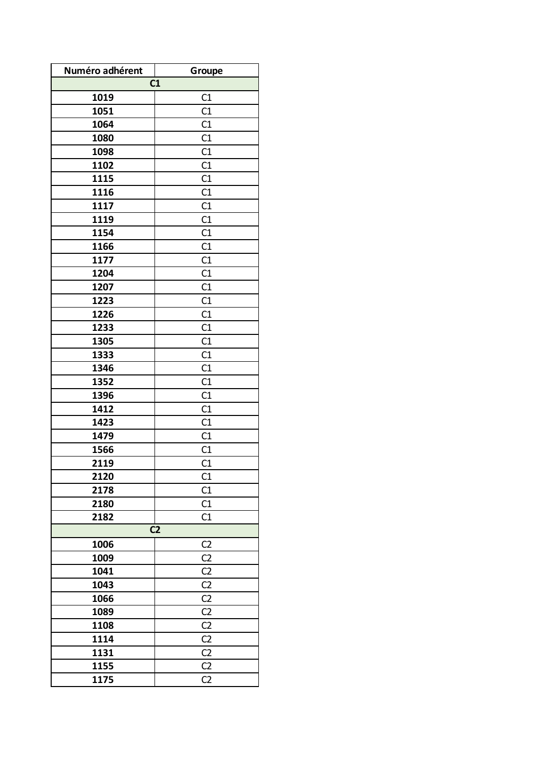| Numéro adhérent | Groupe |
|---|---|
| **C1** | |
| **1019** | C1 |
| **1051** | C1 |
| **1064** | C1 |
| **1080** | C1 |
| **1098** | C1 |
| **1102** | C1 |
| **1115** | C1 |
| **1116** | C1 |
| **1117** | C1 |
| **1119** | C1 |
| **1154** | C1 |
| **1166** | C1 |
| **1177** | C1 |
| **1204** | C1 |
| **1207** | C1 |
| **1223** | C1 |
| **1226** | C1 |
| **1233** | C1 |
| **1305** | C1 |
| **1333** | C1 |
| **1346** | C1 |
| **1352** | C1 |
| **1396** | C1 |
| **1412** | C1 |
| **1423** | C1 |
| **1479** | C1 |
| **1566** | C1 |
| **2119** | C1 |
| **2120** | C1 |
| **2178** | C1 |
| **2180** | C1 |
| **2182** | C1 |
| **C2** | |
| **1006** | C2 |
| **1009** | C2 |
| **1041** | C2 |
| **1043** | C2 |
| **1066** | C2 |
| **1089** | C2 |
| **1108** | C2 |
| **1114** | C2 |
| **1131** | C2 |
| **1155** | C2 |
| **1175** | C2 |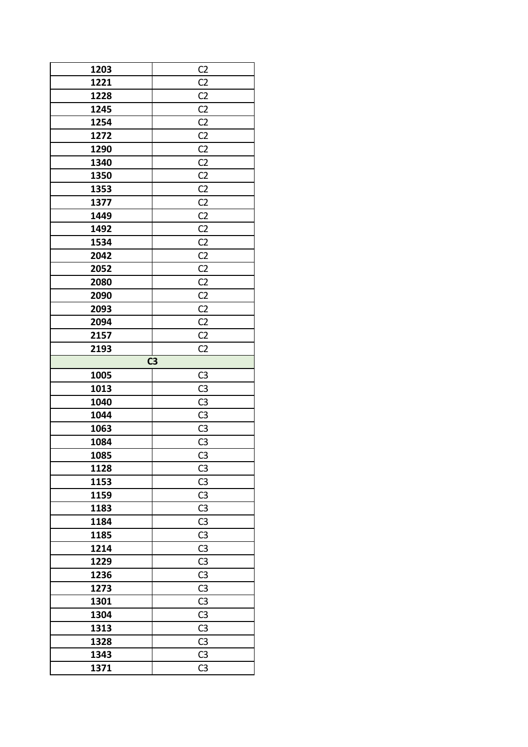| | |
|---|---|
| **1203** | C2 |
| **1221** | C2 |
| **1228** | C2 |
| **1245** | C2 |
| **1254** | C2 |
| **1272** | C2 |
| **1290** | C2 |
| **1340** | C2 |
| **1350** | C2 |
| **1353** | C2 |
| **1377** | C2 |
| **1449** | C2 |
| **1492** | C2 |
| **1534** | C2 |
| **2042** | C2 |
| **2052** | C2 |
| **2080** | C2 |
| **2090** | C2 |
| **2093** | C2 |
| **2094** | C2 |
| **2157** | C2 |
| **2193** | C2 |
| **C3** | |
| **1005** | C3 |
| **1013** | C3 |
| **1040** | C3 |
| **1044** | C3 |
| **1063** | C3 |
| **1084** | C3 |
| **1085** | C3 |
| **1128** | C3 |
| **1153** | C3 |
| **1159** | C3 |
| **1183** | C3 |
| **1184** | C3 |
| **1185** | C3 |
| **1214** | C3 |
| **1229** | C3 |
| **1236** | C3 |
| **1273** | C3 |
| **1301** | C3 |
| **1304** | C3 |
| **1313** | C3 |
| **1328** | C3 |
| **1343** | C3 |
| **1371** | C3 |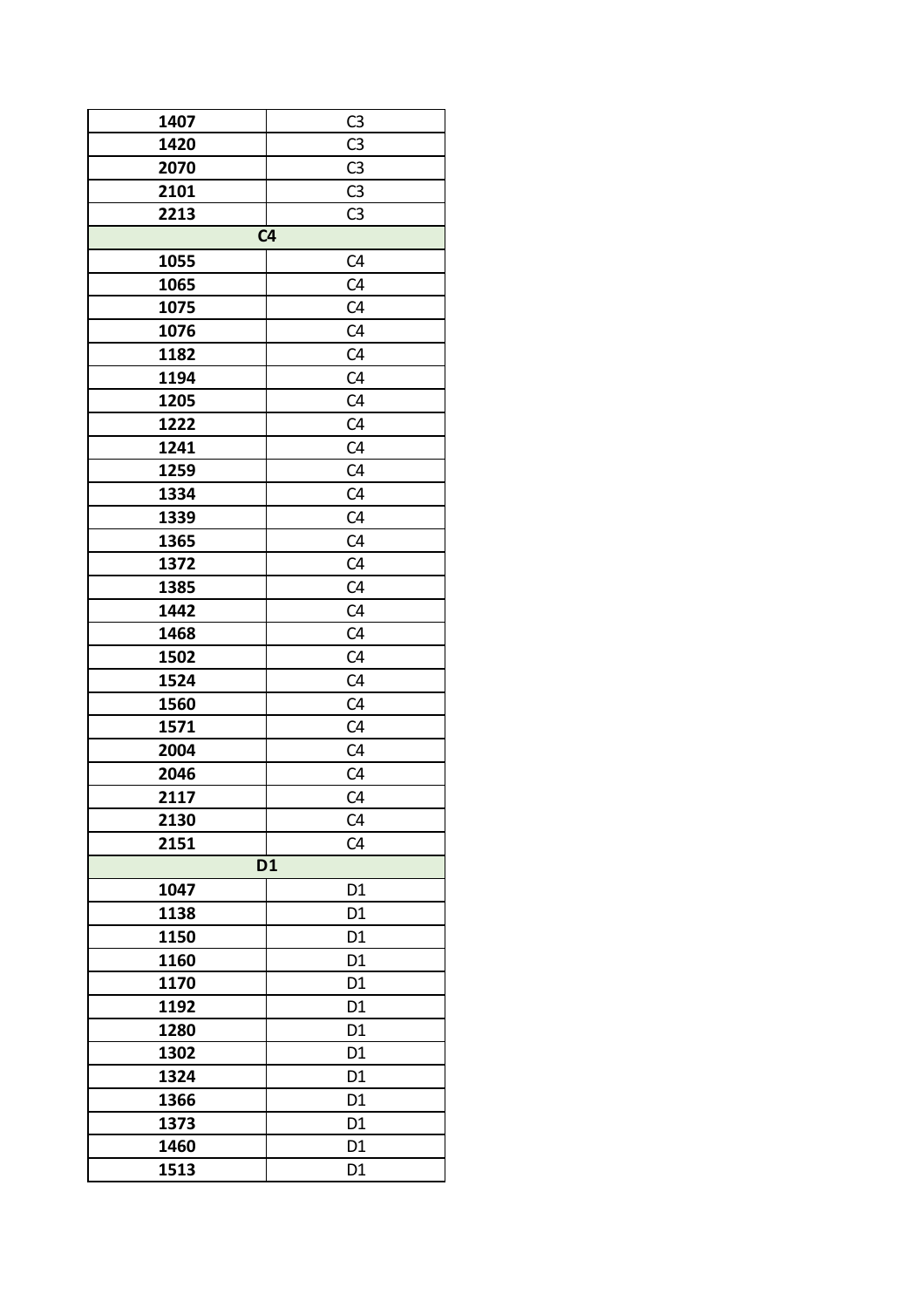| | |
|---|---|
| **1407** | C3 |
| **1420** | C3 |
| **2070** | C3 |
| **2101** | C3 |
| **2213** | C3 |
| **C4** | |
| **1055** | C4 |
| **1065** | C4 |
| **1075** | C4 |
| **1076** | C4 |
| **1182** | C4 |
| **1194** | C4 |
| **1205** | C4 |
| **1222** | C4 |
| **1241** | C4 |
| **1259** | C4 |
| **1334** | C4 |
| **1339** | C4 |
| **1365** | C4 |
| **1372** | C4 |
| **1385** | C4 |
| **1442** | C4 |
| **1468** | C4 |
| **1502** | C4 |
| **1524** | C4 |
| **1560** | C4 |
| **1571** | C4 |
| **2004** | C4 |
| **2046** | C4 |
| **2117** | C4 |
| **2130** | C4 |
| **2151** | C4 |
| **D1** | |
| **1047** | D1 |
| **1138** | D1 |
| **1150** | D1 |
| **1160** | D1 |
| **1170** | D1 |
| **1192** | D1 |
| **1280** | D1 |
| **1302** | D1 |
| **1324** | D1 |
| **1366** | D1 |
| **1373** | D1 |
| **1460** | D1 |
| **1513** | D1 |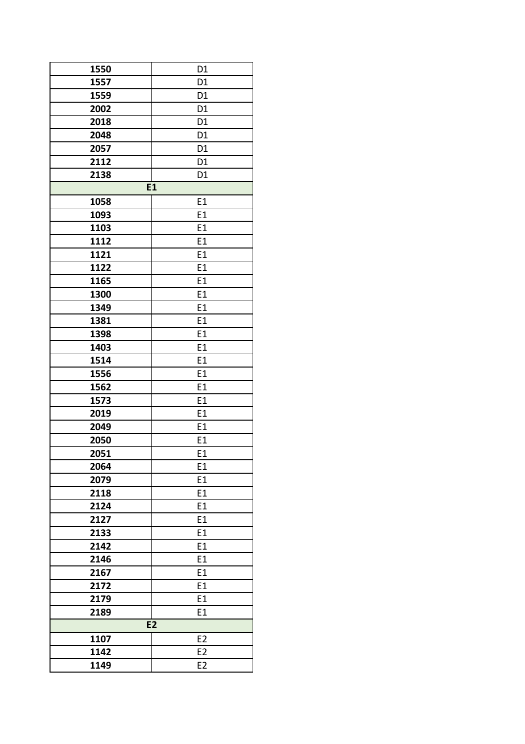| | |
|---|---|
| **1550** | D1 |
| **1557** | D1 |
| **1559** | D1 |
| **2002** | D1 |
| **2018** | D1 |
| **2048** | D1 |
| **2057** | D1 |
| **2112** | D1 |
| **2138** | D1 |
| **E1** | |
| **1058** | E1 |
| **1093** | E1 |
| **1103** | E1 |
| **1112** | E1 |
| **1121** | E1 |
| **1122** | E1 |
| **1165** | E1 |
| **1300** | E1 |
| **1349** | E1 |
| **1381** | E1 |
| **1398** | E1 |
| **1403** | E1 |
| **1514** | E1 |
| **1556** | E1 |
| **1562** | E1 |
| **1573** | E1 |
| **2019** | E1 |
| **2049** | E1 |
| **2050** | E1 |
| **2051** | E1 |
| **2064** | E1 |
| **2079** | E1 |
| **2118** | E1 |
| **2124** | E1 |
| **2127** | E1 |
| **2133** | E1 |
| **2142** | E1 |
| **2146** | E1 |
| **2167** | E1 |
| **2172** | E1 |
| **2179** | E1 |
| **2189** | E1 |
| **E2** | |
| **1107** | E2 |
| **1142** | E2 |
| **1149** | E2 |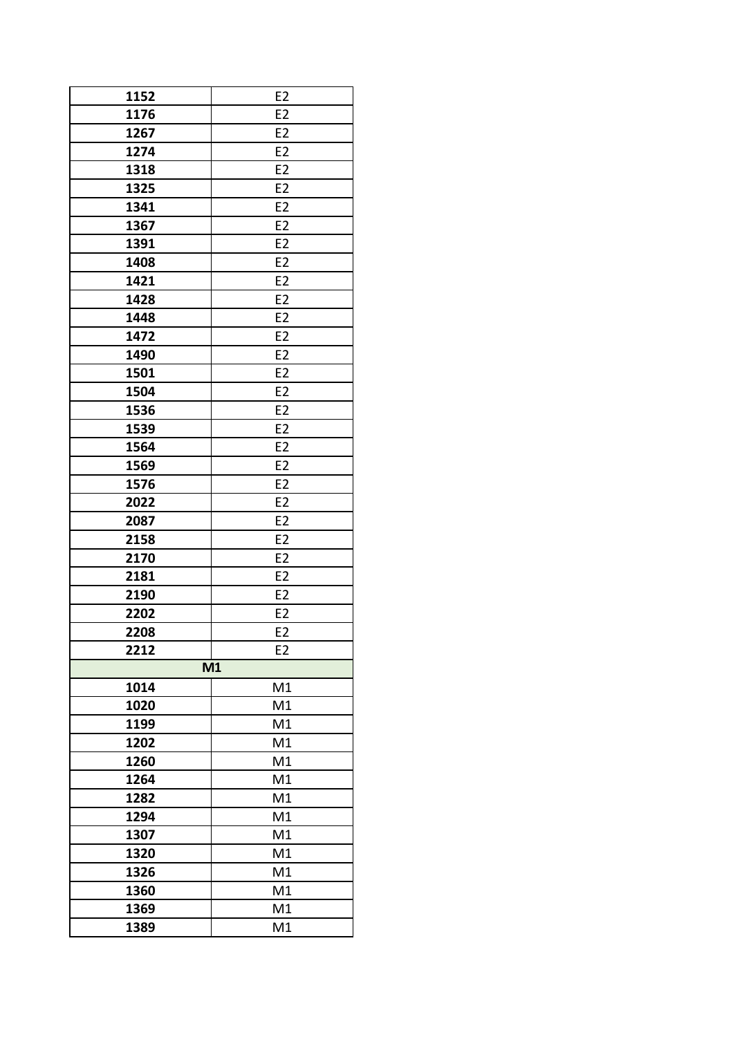| | |
|---|---|
| **1152** | E2 |
| **1176** | E2 |
| **1267** | E2 |
| **1274** | E2 |
| **1318** | E2 |
| **1325** | E2 |
| **1341** | E2 |
| **1367** | E2 |
| **1391** | E2 |
| **1408** | E2 |
| **1421** | E2 |
| **1428** | E2 |
| **1448** | E2 |
| **1472** | E2 |
| **1490** | E2 |
| **1501** | E2 |
| **1504** | E2 |
| **1536** | E2 |
| **1539** | E2 |
| **1564** | E2 |
| **1569** | E2 |
| **1576** | E2 |
| **2022** | E2 |
| **2087** | E2 |
| **2158** | E2 |
| **2170** | E2 |
| **2181** | E2 |
| **2190** | E2 |
| **2202** | E2 |
| **2208** | E2 |
| **2212** | E2 |
| **M1** | |
| **1014** | M1 |
| **1020** | M1 |
| **1199** | M1 |
| **1202** | M1 |
| **1260** | M1 |
| **1264** | M1 |
| **1282** | M1 |
| **1294** | M1 |
| **1307** | M1 |
| **1320** | M1 |
| **1326** | M1 |
| **1360** | M1 |
| **1369** | M1 |
| **1389** | M1 |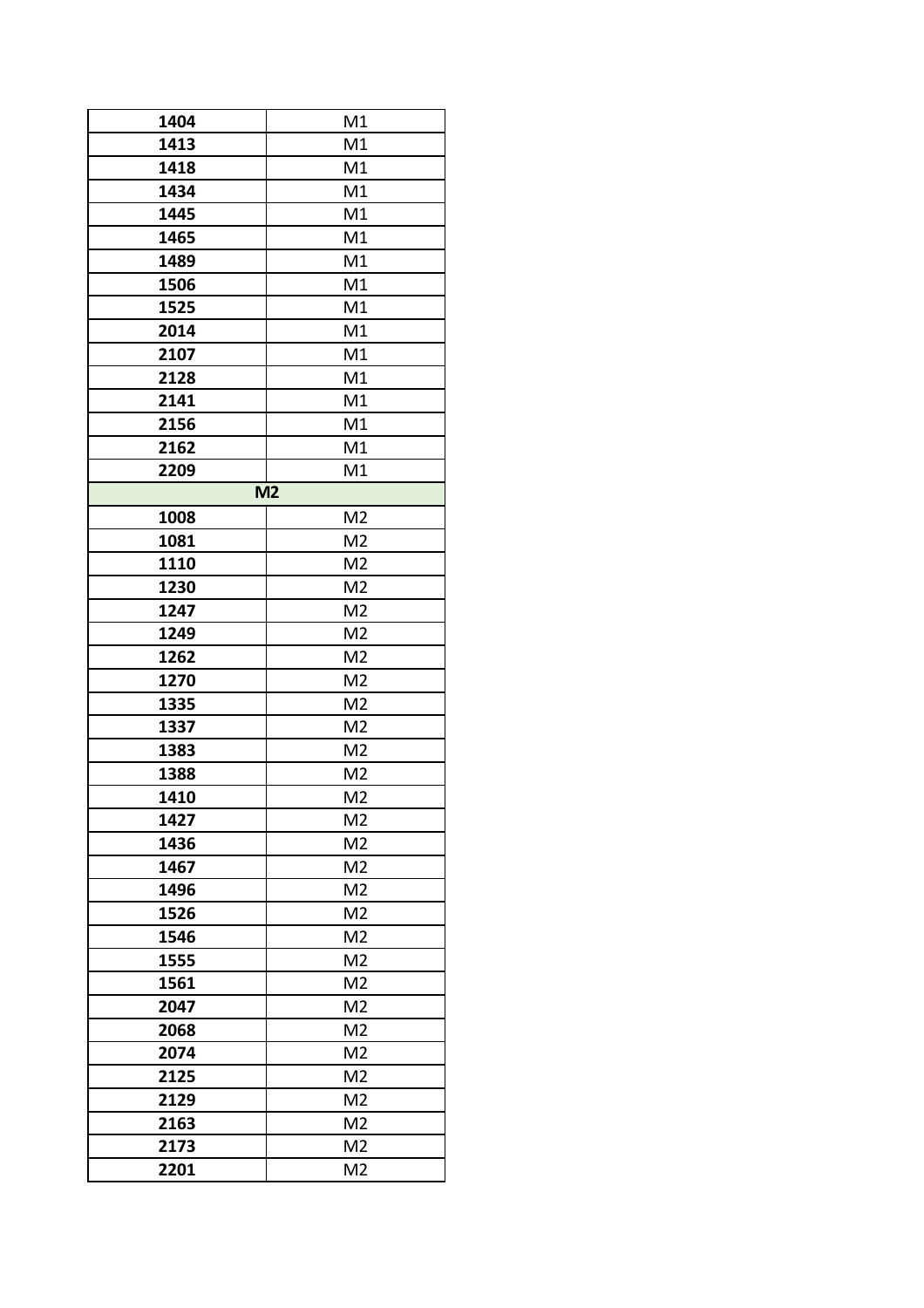| | |
|---|---|
| **1404** | M1 |
| **1413** | M1 |
| **1418** | M1 |
| **1434** | M1 |
| **1445** | M1 |
| **1465** | M1 |
| **1489** | M1 |
| **1506** | M1 |
| **1525** | M1 |
| **2014** | M1 |
| **2107** | M1 |
| **2128** | M1 |
| **2141** | M1 |
| **2156** | M1 |
| **2162** | M1 |
| **2209** | M1 |
| **M2** | |
| **1008** | M2 |
| **1081** | M2 |
| **1110** | M2 |
| **1230** | M2 |
| **1247** | M2 |
| **1249** | M2 |
| **1262** | M2 |
| **1270** | M2 |
| **1335** | M2 |
| **1337** | M2 |
| **1383** | M2 |
| **1388** | M2 |
| **1410** | M2 |
| **1427** | M2 |
| **1436** | M2 |
| **1467** | M2 |
| **1496** | M2 |
| **1526** | M2 |
| **1546** | M2 |
| **1555** | M2 |
| **1561** | M2 |
| **2047** | M2 |
| **2068** | M2 |
| **2074** | M2 |
| **2125** | M2 |
| **2129** | M2 |
| **2163** | M2 |
| **2173** | M2 |
| **2201** | M2 |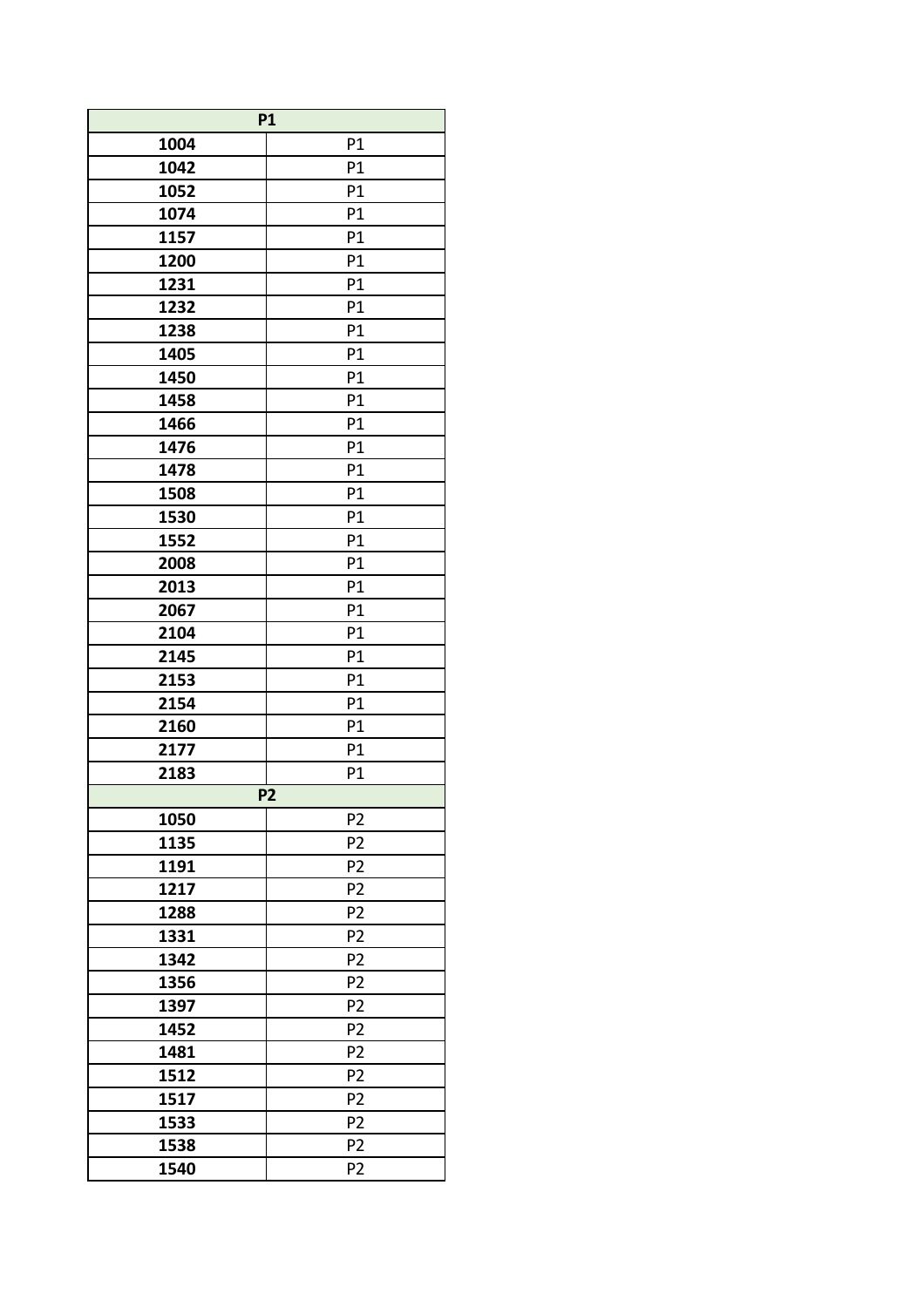| P1 | |
|---|---|
| **1004** | P1 |
| **1042** | P1 |
| **1052** | P1 |
| **1074** | P1 |
| **1157** | P1 |
| **1200** | P1 |
| **1231** | P1 |
| **1232** | P1 |
| **1238** | P1 |
| **1405** | P1 |
| **1450** | P1 |
| **1458** | P1 |
| **1466** | P1 |
| **1476** | P1 |
| **1478** | P1 |
| **1508** | P1 |
| **1530** | P1 |
| **1552** | P1 |
| **2008** | P1 |
| **2013** | P1 |
| **2067** | P1 |
| **2104** | P1 |
| **2145** | P1 |
| **2153** | P1 |
| **2154** | P1 |
| **2160** | P1 |
| **2177** | P1 |
| **2183** | P1 |
| **P2** | |
| **1050** | P2 |
| **1135** | P2 |
| **1191** | P2 |
| **1217** | P2 |
| **1288** | P2 |
| **1331** | P2 |
| **1342** | P2 |
| **1356** | P2 |
| **1397** | P2 |
| **1452** | P2 |
| **1481** | P2 |
| **1512** | P2 |
| **1517** | P2 |
| **1533** | P2 |
| **1538** | P2 |
| **1540** | P2 |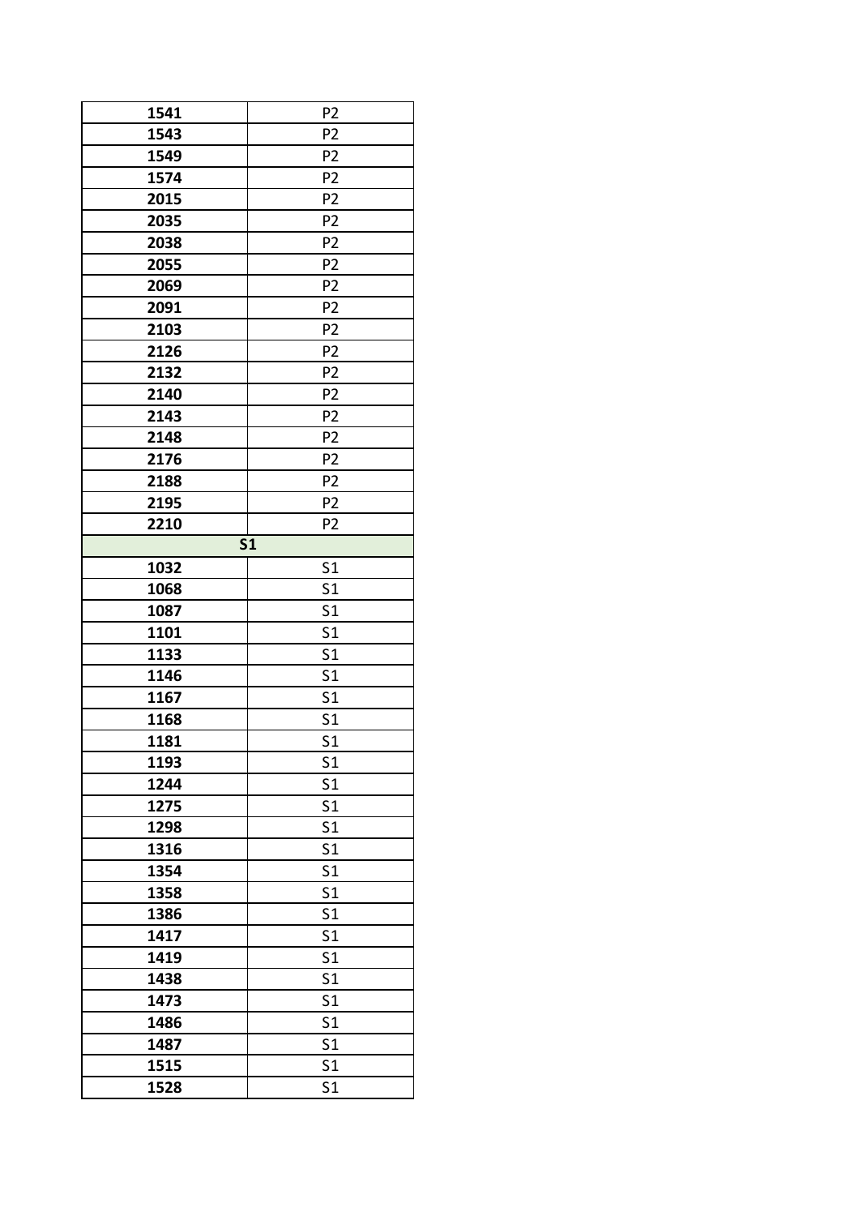| 1541 | P2 |
| --- | --- |
| 1543 | P2 |
| 1549 | P2 |
| 1574 | P2 |
| 2015 | P2 |
| 2035 | P2 |
| 2038 | P2 |
| 2055 | P2 |
| 2069 | P2 |
| 2091 | P2 |
| 2103 | P2 |
| 2126 | P2 |
| 2132 | P2 |
| 2140 | P2 |
| 2143 | P2 |
| 2148 | P2 |
| 2176 | P2 |
| 2188 | P2 |
| 2195 | P2 |
| 2210 | P2 |
| **S1** | |
| 1032 | S1 |
| 1068 | S1 |
| 1087 | S1 |
| 1101 | S1 |
| 1133 | S1 |
| 1146 | S1 |
| 1167 | S1 |
| 1168 | S1 |
| 1181 | S1 |
| 1193 | S1 |
| 1244 | S1 |
| 1275 | S1 |
| 1298 | S1 |
| 1316 | S1 |
| 1354 | S1 |
| 1358 | S1 |
| 1386 | S1 |
| 1417 | S1 |
| 1419 | S1 |
| 1438 | S1 |
| 1473 | S1 |
| 1486 | S1 |
| 1487 | S1 |
| 1515 | S1 |
| 1528 | S1 |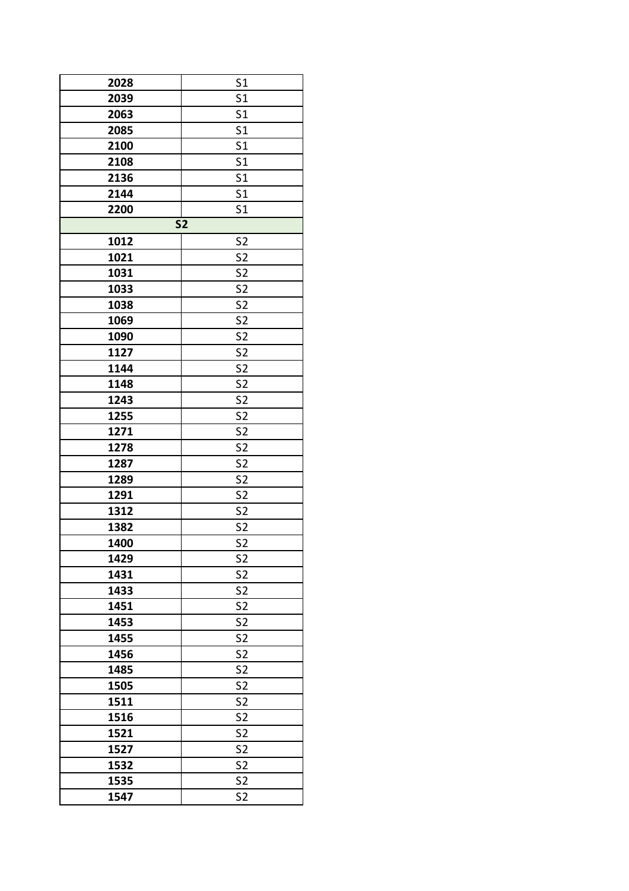| | |
|---|---|
| **2028** | S1 |
| **2039** | S1 |
| **2063** | S1 |
| **2085** | S1 |
| **2100** | S1 |
| **2108** | S1 |
| **2136** | S1 |
| **2144** | S1 |
| **2200** | S1 |
| **S2** | |
| **1012** | S2 |
| **1021** | S2 |
| **1031** | S2 |
| **1033** | S2 |
| **1038** | S2 |
| **1069** | S2 |
| **1090** | S2 |
| **1127** | S2 |
| **1144** | S2 |
| **1148** | S2 |
| **1243** | S2 |
| **1255** | S2 |
| **1271** | S2 |
| **1278** | S2 |
| **1287** | S2 |
| **1289** | S2 |
| **1291** | S2 |
| **1312** | S2 |
| **1382** | S2 |
| **1400** | S2 |
| **1429** | S2 |
| **1431** | S2 |
| **1433** | S2 |
| **1451** | S2 |
| **1453** | S2 |
| **1455** | S2 |
| **1456** | S2 |
| **1485** | S2 |
| **1505** | S2 |
| **1511** | S2 |
| **1516** | S2 |
| **1521** | S2 |
| **1527** | S2 |
| **1532** | S2 |
| **1535** | S2 |
| **1547** | S2 |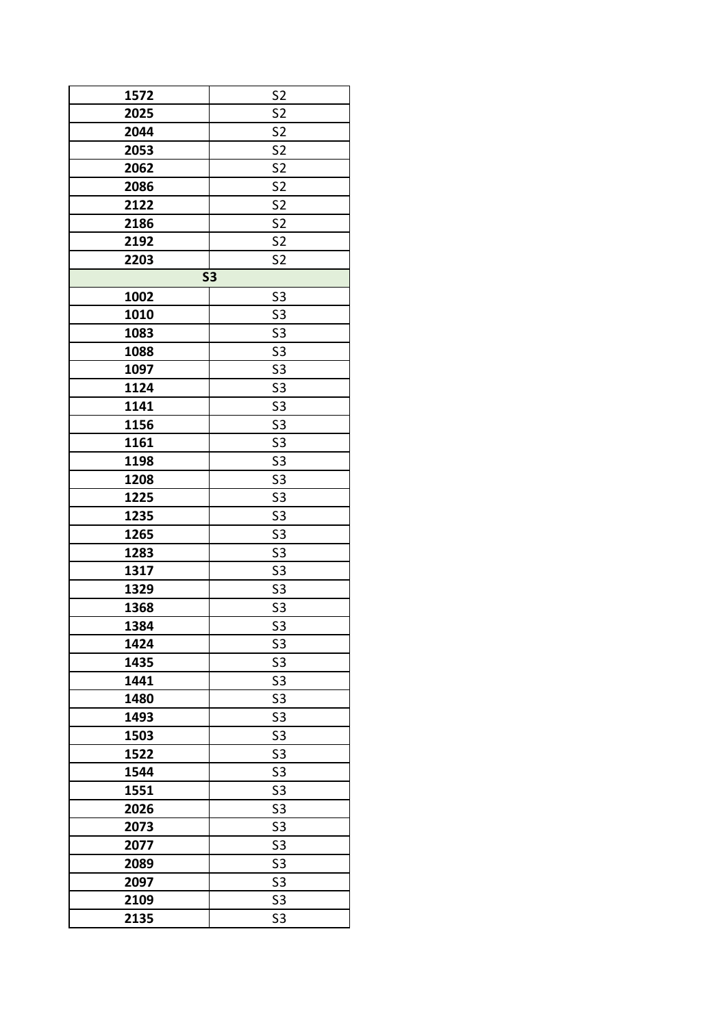| | |
|---|---|
| **1572** | S2 |
| **2025** | S2 |
| **2044** | S2 |
| **2053** | S2 |
| **2062** | S2 |
| **2086** | S2 |
| **2122** | S2 |
| **2186** | S2 |
| **2192** | S2 |
| **2203** | S2 |
| **S3** | |
| **1002** | S3 |
| **1010** | S3 |
| **1083** | S3 |
| **1088** | S3 |
| **1097** | S3 |
| **1124** | S3 |
| **1141** | S3 |
| **1156** | S3 |
| **1161** | S3 |
| **1198** | S3 |
| **1208** | S3 |
| **1225** | S3 |
| **1235** | S3 |
| **1265** | S3 |
| **1283** | S3 |
| **1317** | S3 |
| **1329** | S3 |
| **1368** | S3 |
| **1384** | S3 |
| **1424** | S3 |
| **1435** | S3 |
| **1441** | S3 |
| **1480** | S3 |
| **1493** | S3 |
| **1503** | S3 |
| **1522** | S3 |
| **1544** | S3 |
| **1551** | S3 |
| **2026** | S3 |
| **2073** | S3 |
| **2077** | S3 |
| **2089** | S3 |
| **2097** | S3 |
| **2109** | S3 |
| **2135** | S3 |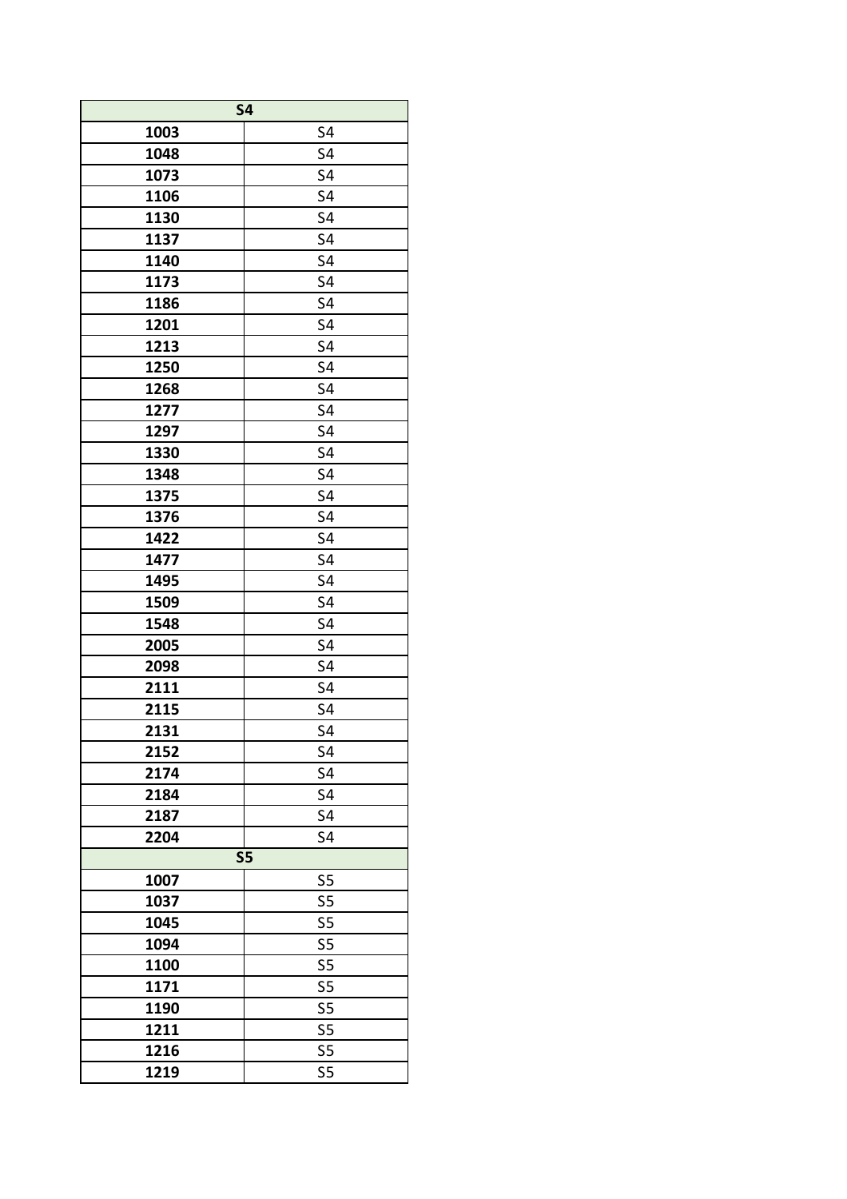| S4 | |
|---|---|
| **1003** | S4 |
| **1048** | S4 |
| **1073** | S4 |
| **1106** | S4 |
| **1130** | S4 |
| **1137** | S4 |
| **1140** | S4 |
| **1173** | S4 |
| **1186** | S4 |
| **1201** | S4 |
| **1213** | S4 |
| **1250** | S4 |
| **1268** | S4 |
| **1277** | S4 |
| **1297** | S4 |
| **1330** | S4 |
| **1348** | S4 |
| **1375** | S4 |
| **1376** | S4 |
| **1422** | S4 |
| **1477** | S4 |
| **1495** | S4 |
| **1509** | S4 |
| **1548** | S4 |
| **2005** | S4 |
| **2098** | S4 |
| **2111** | S4 |
| **2115** | S4 |
| **2131** | S4 |
| **2152** | S4 |
| **2174** | S4 |
| **2184** | S4 |
| **2187** | S4 |
| **2204** | S4 |
| **S5** | |
| **1007** | S5 |
| **1037** | S5 |
| **1045** | S5 |
| **1094** | S5 |
| **1100** | S5 |
| **1171** | S5 |
| **1190** | S5 |
| **1211** | S5 |
| **1216** | S5 |
| **1219** | S5 |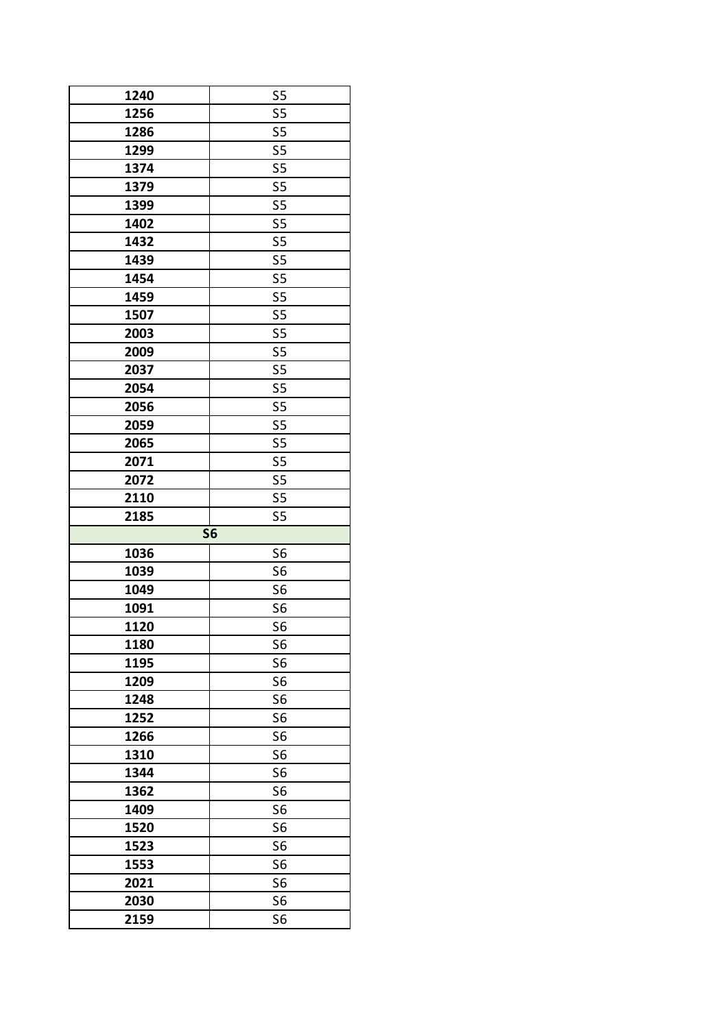| | |
|---|---|
| **1240** | S5 |
| **1256** | S5 |
| **1286** | S5 |
| **1299** | S5 |
| **1374** | S5 |
| **1379** | S5 |
| **1399** | S5 |
| **1402** | S5 |
| **1432** | S5 |
| **1439** | S5 |
| **1454** | S5 |
| **1459** | S5 |
| **1507** | S5 |
| **2003** | S5 |
| **2009** | S5 |
| **2037** | S5 |
| **2054** | S5 |
| **2056** | S5 |
| **2059** | S5 |
| **2065** | S5 |
| **2071** | S5 |
| **2072** | S5 |
| **2110** | S5 |
| **2185** | S5 |
| **S6** | |
| **1036** | S6 |
| **1039** | S6 |
| **1049** | S6 |
| **1091** | S6 |
| **1120** | S6 |
| **1180** | S6 |
| **1195** | S6 |
| **1209** | S6 |
| **1248** | S6 |
| **1252** | S6 |
| **1266** | S6 |
| **1310** | S6 |
| **1344** | S6 |
| **1362** | S6 |
| **1409** | S6 |
| **1520** | S6 |
| **1523** | S6 |
| **1553** | S6 |
| **2021** | S6 |
| **2030** | S6 |
| **2159** | S6 |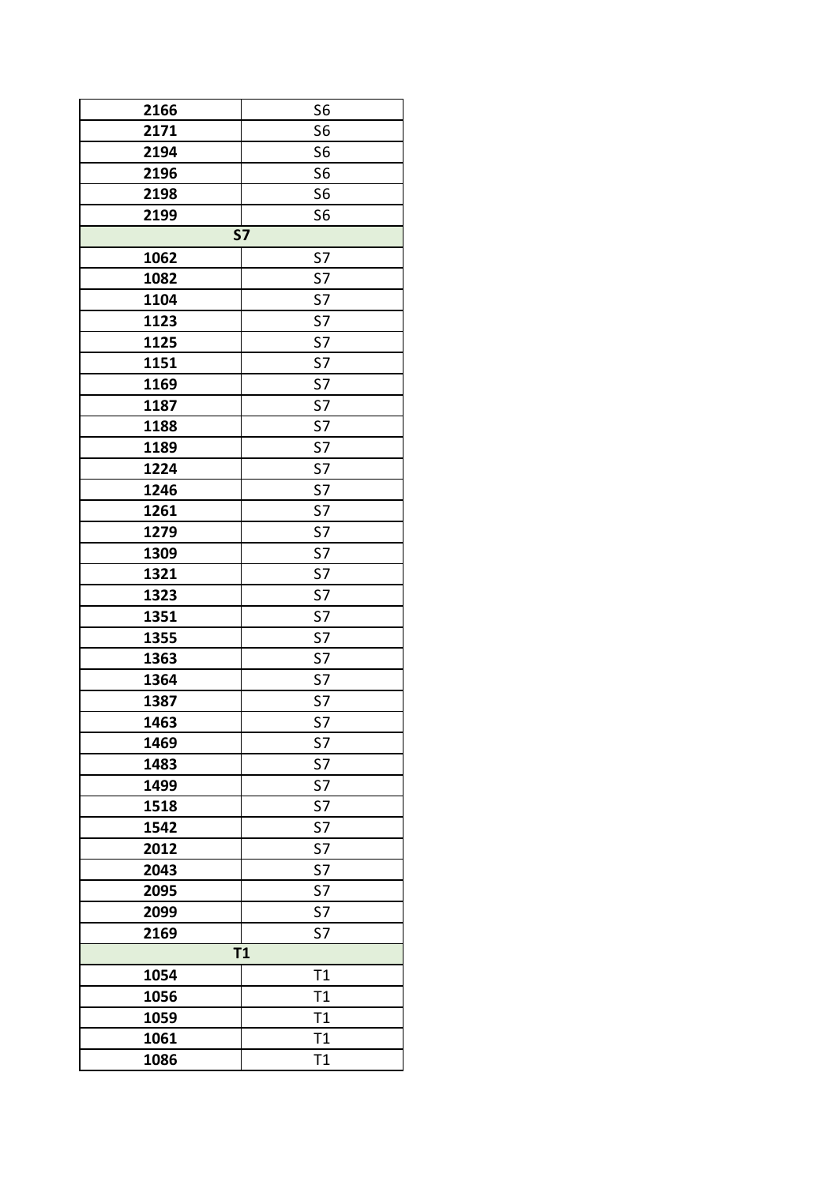| 2166 | S6 |
|---|---|
| 2171 | S6 |
| 2194 | S6 |
| 2196 | S6 |
| 2198 | S6 |
| 2199 | S6 |
| **S7** | |
| 1062 | S7 |
| 1082 | S7 |
| 1104 | S7 |
| 1123 | S7 |
| 1125 | S7 |
| 1151 | S7 |
| 1169 | S7 |
| 1187 | S7 |
| 1188 | S7 |
| 1189 | S7 |
| 1224 | S7 |
| 1246 | S7 |
| 1261 | S7 |
| 1279 | S7 |
| 1309 | S7 |
| 1321 | S7 |
| 1323 | S7 |
| 1351 | S7 |
| 1355 | S7 |
| 1363 | S7 |
| 1364 | S7 |
| 1387 | S7 |
| 1463 | S7 |
| 1469 | S7 |
| 1483 | S7 |
| 1499 | S7 |
| 1518 | S7 |
| 1542 | S7 |
| 2012 | S7 |
| 2043 | S7 |
| 2095 | S7 |
| 2099 | S7 |
| 2169 | S7 |
| **T1** | |
| 1054 | T1 |
| 1056 | T1 |
| 1059 | T1 |
| 1061 | T1 |
| 1086 | T1 |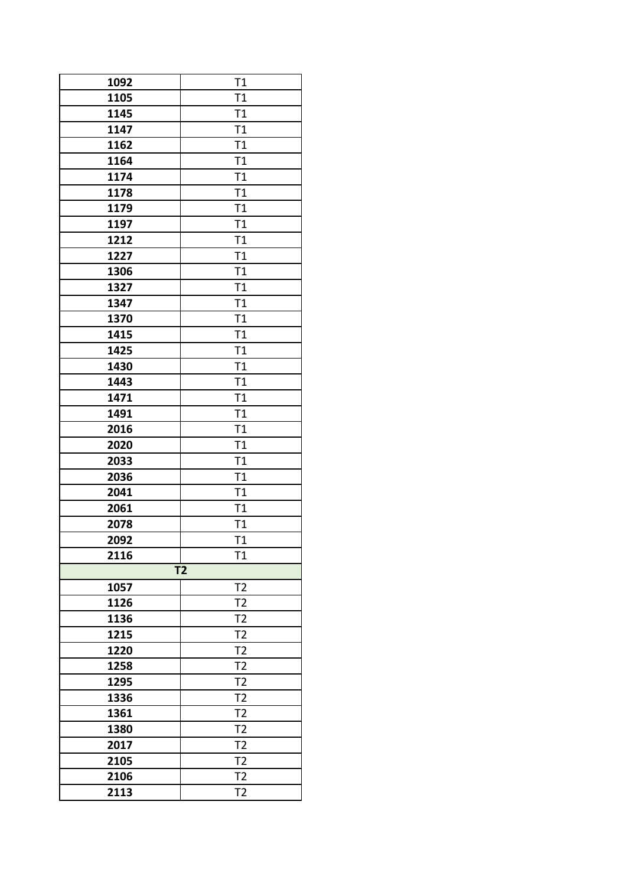| | |
|---|---|
| **1092** | T1 |
| **1105** | T1 |
| **1145** | T1 |
| **1147** | T1 |
| **1162** | T1 |
| **1164** | T1 |
| **1174** | T1 |
| **1178** | T1 |
| **1179** | T1 |
| **1197** | T1 |
| **1212** | T1 |
| **1227** | T1 |
| **1306** | T1 |
| **1327** | T1 |
| **1347** | T1 |
| **1370** | T1 |
| **1415** | T1 |
| **1425** | T1 |
| **1430** | T1 |
| **1443** | T1 |
| **1471** | T1 |
| **1491** | T1 |
| **2016** | T1 |
| **2020** | T1 |
| **2033** | T1 |
| **2036** | T1 |
| **2041** | T1 |
| **2061** | T1 |
| **2078** | T1 |
| **2092** | T1 |
| **2116** | T1 |
| **T2** | |
| **1057** | T2 |
| **1126** | T2 |
| **1136** | T2 |
| **1215** | T2 |
| **1220** | T2 |
| **1258** | T2 |
| **1295** | T2 |
| **1336** | T2 |
| **1361** | T2 |
| **1380** | T2 |
| **2017** | T2 |
| **2105** | T2 |
| **2106** | T2 |
| **2113** | T2 |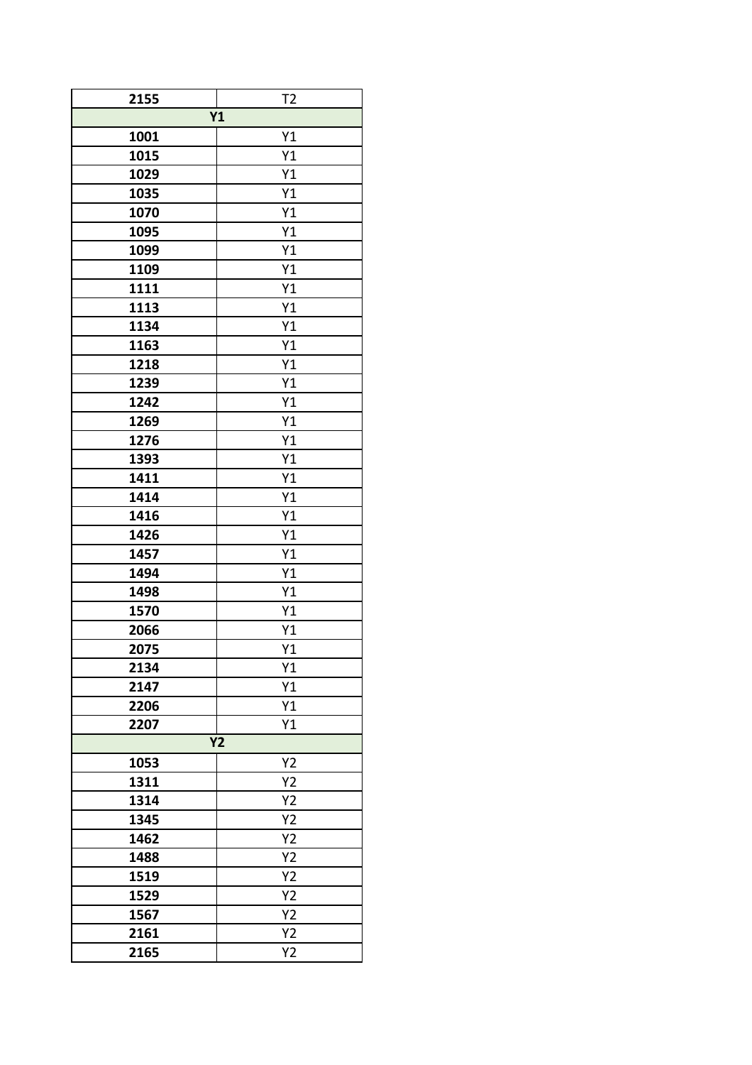| 2155 | T2 |
|---|---|
| **Y1** | |
| **1001** | Y1 |
| **1015** | Y1 |
| **1029** | Y1 |
| **1035** | Y1 |
| **1070** | Y1 |
| **1095** | Y1 |
| **1099** | Y1 |
| **1109** | Y1 |
| **1111** | Y1 |
| **1113** | Y1 |
| **1134** | Y1 |
| **1163** | Y1 |
| **1218** | Y1 |
| **1239** | Y1 |
| **1242** | Y1 |
| **1269** | Y1 |
| **1276** | Y1 |
| **1393** | Y1 |
| **1411** | Y1 |
| **1414** | Y1 |
| **1416** | Y1 |
| **1426** | Y1 |
| **1457** | Y1 |
| **1494** | Y1 |
| **1498** | Y1 |
| **1570** | Y1 |
| **2066** | Y1 |
| **2075** | Y1 |
| **2134** | Y1 |
| **2147** | Y1 |
| **2206** | Y1 |
| **2207** | Y1 |
| **Y2** | |
| **1053** | Y2 |
| **1311** | Y2 |
| **1314** | Y2 |
| **1345** | Y2 |
| **1462** | Y2 |
| **1488** | Y2 |
| **1519** | Y2 |
| **1529** | Y2 |
| **1567** | Y2 |
| **2161** | Y2 |
| **2165** | Y2 |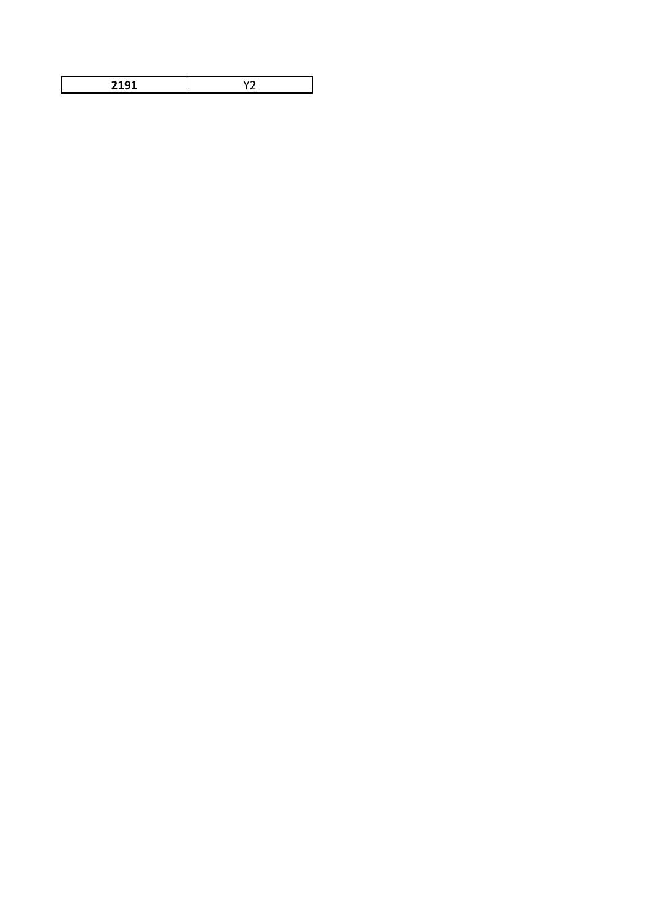| | |
|---|---|
| **2191** | Y2 |